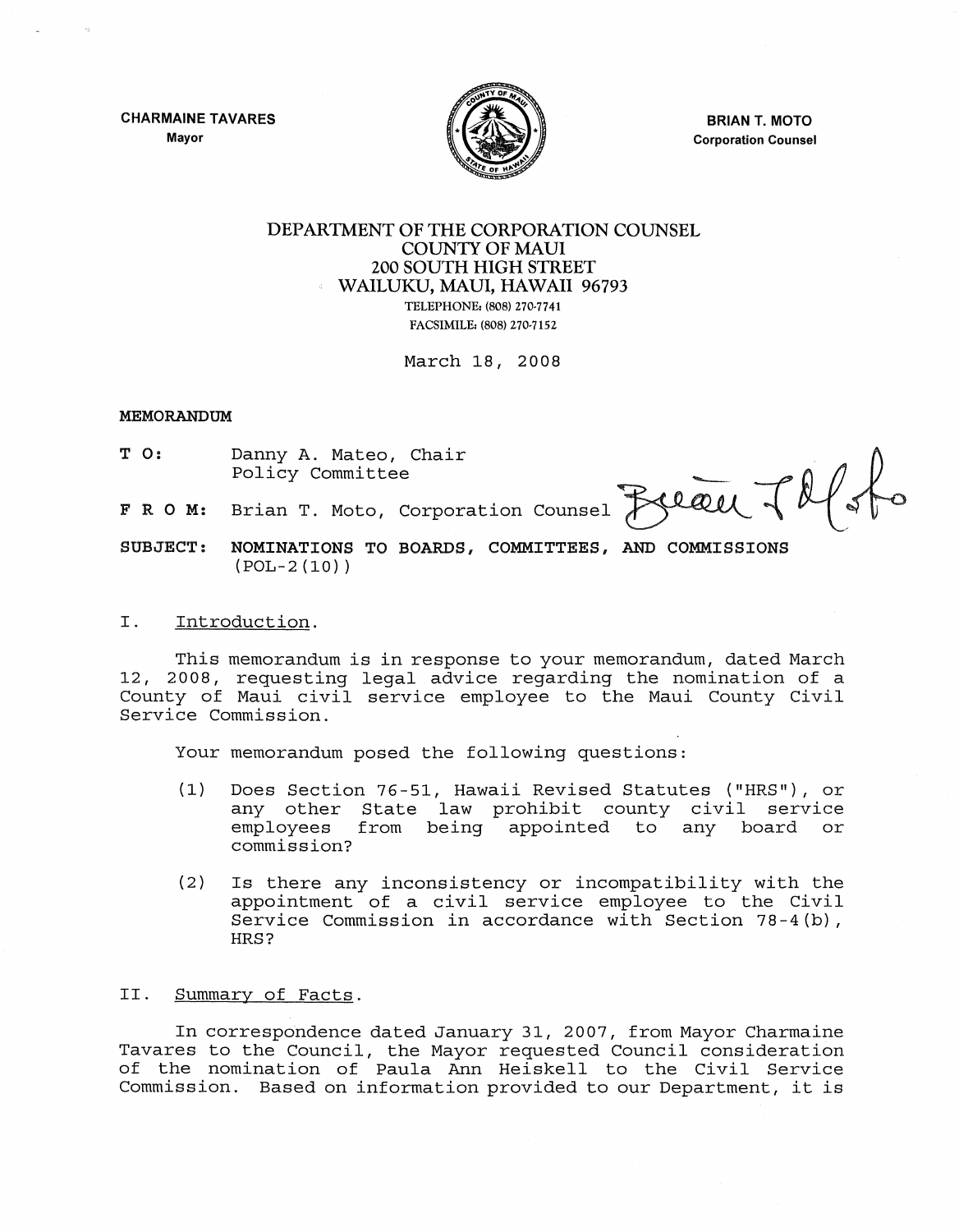CHARMAINE TAVARES
Mayor

BRIAN T. MOTO
Corporation Counsel

DEPARTMENT OF THE CORPORATION COUNSEL
COUNTY OF MAUI
200 SOUTH HIGH STREET
WAILUKU, MAUI, HAWAII 96793
TELEPHONE: (808) 270-7741
FACSIMILE: (808) 270-7152

March 18, 2008

**MEMORANDUM**

**TO:** Danny A. Mateo, Chair
Policy Committee

**FROM:** Brian T. Moto, Corporation Counsel

**SUBJECT: NOMINATIONS TO BOARDS, COMMITTEES, AND COMMISSIONS (POL-2(10))**

I. Introduction.

This memorandum is in response to your memorandum, dated March 12, 2008, requesting legal advice regarding the nomination of a County of Maui civil service employee to the Maui County Civil Service Commission.

Your memorandum posed the following questions:

(1) Does Section 76-51, Hawaii Revised Statutes ("HRS"), or any other State law prohibit county civil service employees from being appointed to any board or commission?

(2) Is there any inconsistency or incompatibility with the appointment of a civil service employee to the Civil Service Commission in accordance with Section 78-4(b), HRS?

II. Summary of Facts.

In correspondence dated January 31, 2007, from Mayor Charmaine Tavares to the Council, the Mayor requested Council consideration of the nomination of Paula Ann Heiskell to the Civil Service Commission. Based on information provided to our Department, it is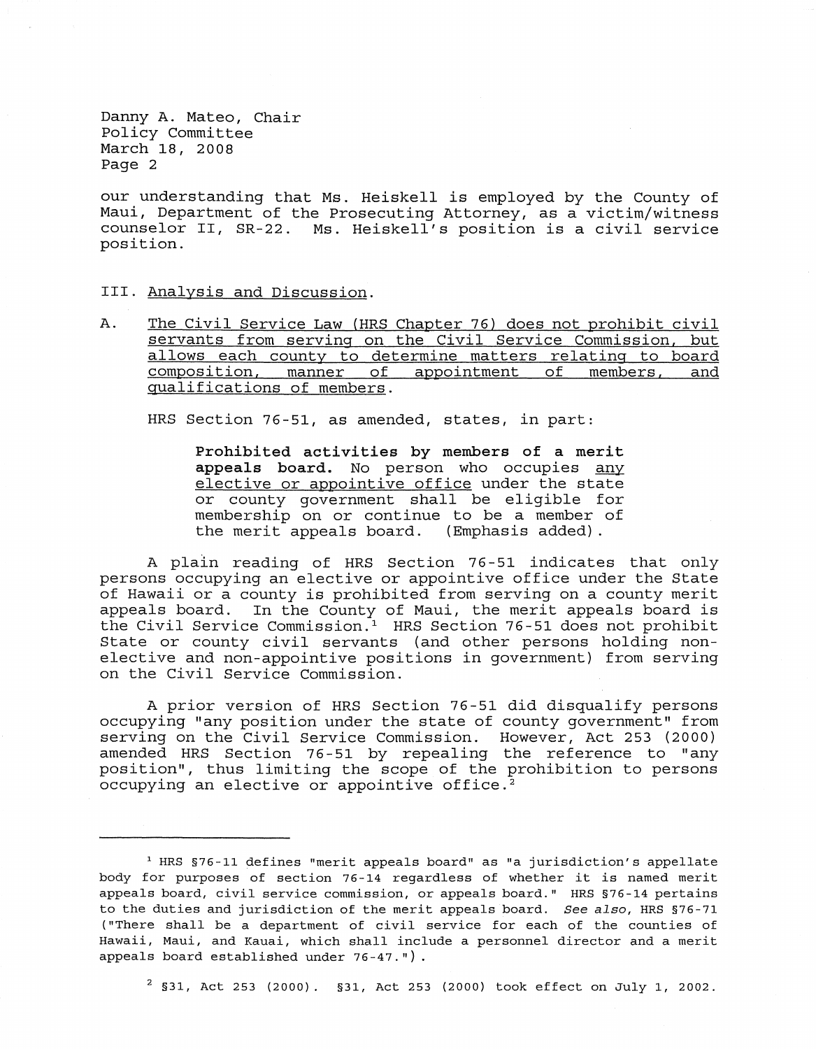our understanding that Ms. Heiskell is employed by the County of Maui, Department of the Prosecuting Attorney, as a victim/witness counselor II, SR-22. Ms. Heiskell's position is a civil service position.

## III. Analysis and Discussion.

A. The Civil Service Law (HRS Chapter 76) does not prohibit civil servants from serving on the Civil Service Commission, but allows each county to determine matters relating to board composition, manner of appointment of members, and qualifications of members.

HRS Section 76-51, as amended, states, in part:

> **Prohibited activities by members of a merit appeals board.** No person who occupies any elective or appointive office under the state or county government shall be eligible for membership on or continue to be a member of the merit appeals board. (Emphasis added).

A plain reading of HRS Section 76-51 indicates that only persons occupying an elective or appointive office under the State of Hawaii or a county is prohibited from serving on a county merit appeals board. In the County of Maui, the merit appeals board is the Civil Service Commission.[1] HRS Section 76-51 does not prohibit State or county civil servants (and other persons holding non-elective and non-appointive positions in government) from serving on the Civil Service Commission.

A prior version of HRS Section 76-51 did disqualify persons occupying "any position under the state of county government" from serving on the Civil Service Commission. However, Act 253 (2000) amended HRS Section 76-51 by repealing the reference to "any position", thus limiting the scope of the prohibition to persons occupying an elective or appointive office.[2]

---

[1] HRS §76-11 defines "merit appeals board" as "a jurisdiction's appellate body for purposes of section 76-14 regardless of whether it is named merit appeals board, civil service commission, or appeals board." HRS §76-14 pertains to the duties and jurisdiction of the merit appeals board. *See also*, HRS §76-71 ("There shall be a department of civil service for each of the counties of Hawaii, Maui, and Kauai, which shall include a personnel director and a merit appeals board established under 76-47.").

[2] §31, Act 253 (2000). §31, Act 253 (2000) took effect on July 1, 2002.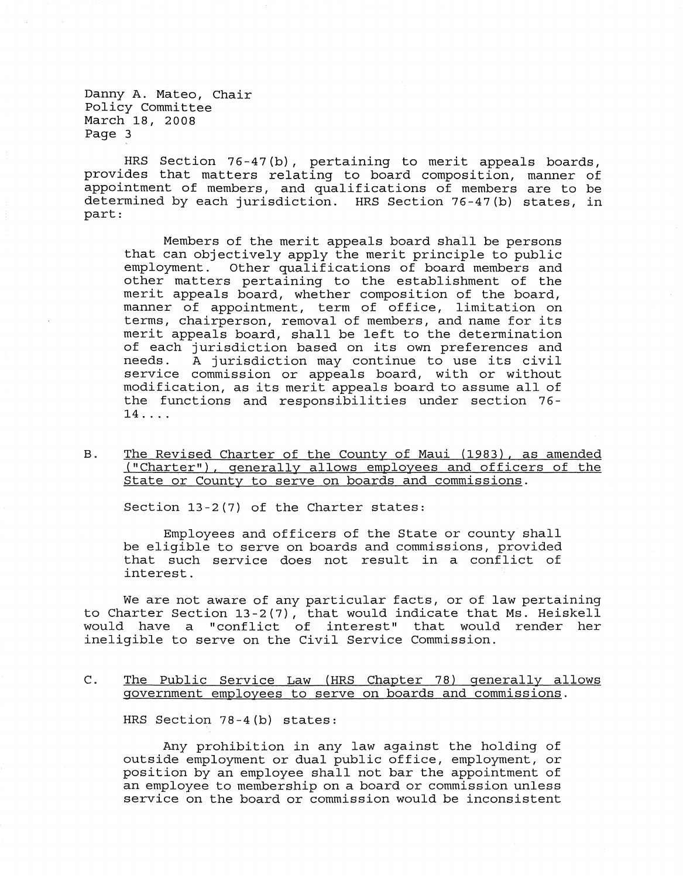HRS Section 76-47(b), pertaining to merit appeals boards, provides that matters relating to board composition, manner of appointment of members, and qualifications of members are to be determined by each jurisdiction. HRS Section 76-47(b) states, in part:

> Members of the merit appeals board shall be persons that can objectively apply the merit principle to public employment. Other qualifications of board members and other matters pertaining to the establishment of the merit appeals board, whether composition of the board, manner of appointment, term of office, limitation on terms, chairperson, removal of members, and name for its merit appeals board, shall be left to the determination of each jurisdiction based on its own preferences and needs. A jurisdiction may continue to use its civil service commission or appeals board, with or without modification, as its merit appeals board to assume all of the functions and responsibilities under section 76-14....

B. <u>The Revised Charter of the County of Maui (1983), as amended ("Charter"), generally allows employees and officers of the State or County to serve on boards and commissions</u>.

Section 13-2(7) of the Charter states:

> Employees and officers of the State or county shall be eligible to serve on boards and commissions, provided that such service does not result in a conflict of interest.

We are not aware of any particular facts, or of law pertaining to Charter Section 13-2(7), that would indicate that Ms. Heiskell would have a "conflict of interest" that would render her ineligible to serve on the Civil Service Commission.

C. <u>The Public Service Law (HRS Chapter 78) generally allows government employees to serve on boards and commissions</u>.

HRS Section 78-4(b) states:

> Any prohibition in any law against the holding of outside employment or dual public office, employment, or position by an employee shall not bar the appointment of an employee to membership on a board or commission unless service on the board or commission would be inconsistent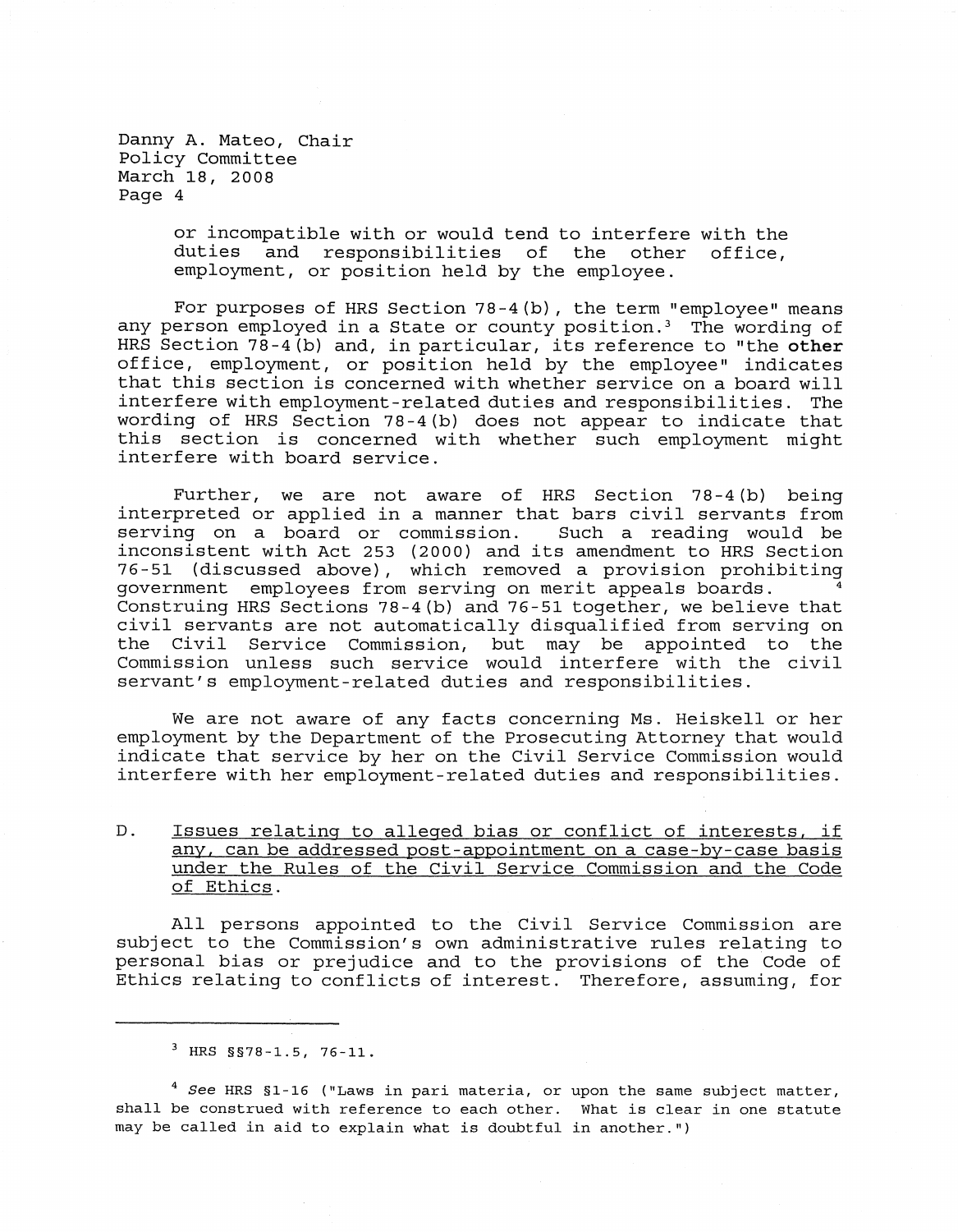or incompatible with or would tend to interfere with the duties and responsibilities of the other office, employment, or position held by the employee.

For purposes of HRS Section 78-4(b), the term "employee" means any person employed in a State or county position.[3] The wording of HRS Section 78-4(b) and, in particular, its reference to "the **other** office, employment, or position held by the employee" indicates that this section is concerned with whether service on a board will interfere with employment-related duties and responsibilities. The wording of HRS Section 78-4(b) does not appear to indicate that this section is concerned with whether such employment might interfere with board service.

Further, we are not aware of HRS Section 78-4(b) being interpreted or applied in a manner that bars civil servants from serving on a board or commission. Such a reading would be inconsistent with Act 253 (2000) and its amendment to HRS Section 76-51 (discussed above), which removed a provision prohibiting government employees from serving on merit appeals boards.[4] Construing HRS Sections 78-4(b) and 76-51 together, we believe that civil servants are not automatically disqualified from serving on the Civil Service Commission, but may be appointed to the Commission unless such service would interfere with the civil servant's employment-related duties and responsibilities.

We are not aware of any facts concerning Ms. Heiskell or her employment by the Department of the Prosecuting Attorney that would indicate that service by her on the Civil Service Commission would interfere with her employment-related duties and responsibilities.

D. <u>Issues relating to alleged bias or conflict of interests, if any, can be addressed post-appointment on a case-by-case basis under the Rules of the Civil Service Commission and the Code of Ethics.</u>

All persons appointed to the Civil Service Commission are subject to the Commission's own administrative rules relating to personal bias or prejudice and to the provisions of the Code of Ethics relating to conflicts of interest. Therefore, assuming, for

---

[3] HRS §§78-1.5, 76-11.

[4] *See* HRS §1-16 ("Laws in pari materia, or upon the same subject matter, shall be construed with reference to each other. What is clear in one statute may be called in aid to explain what is doubtful in another.")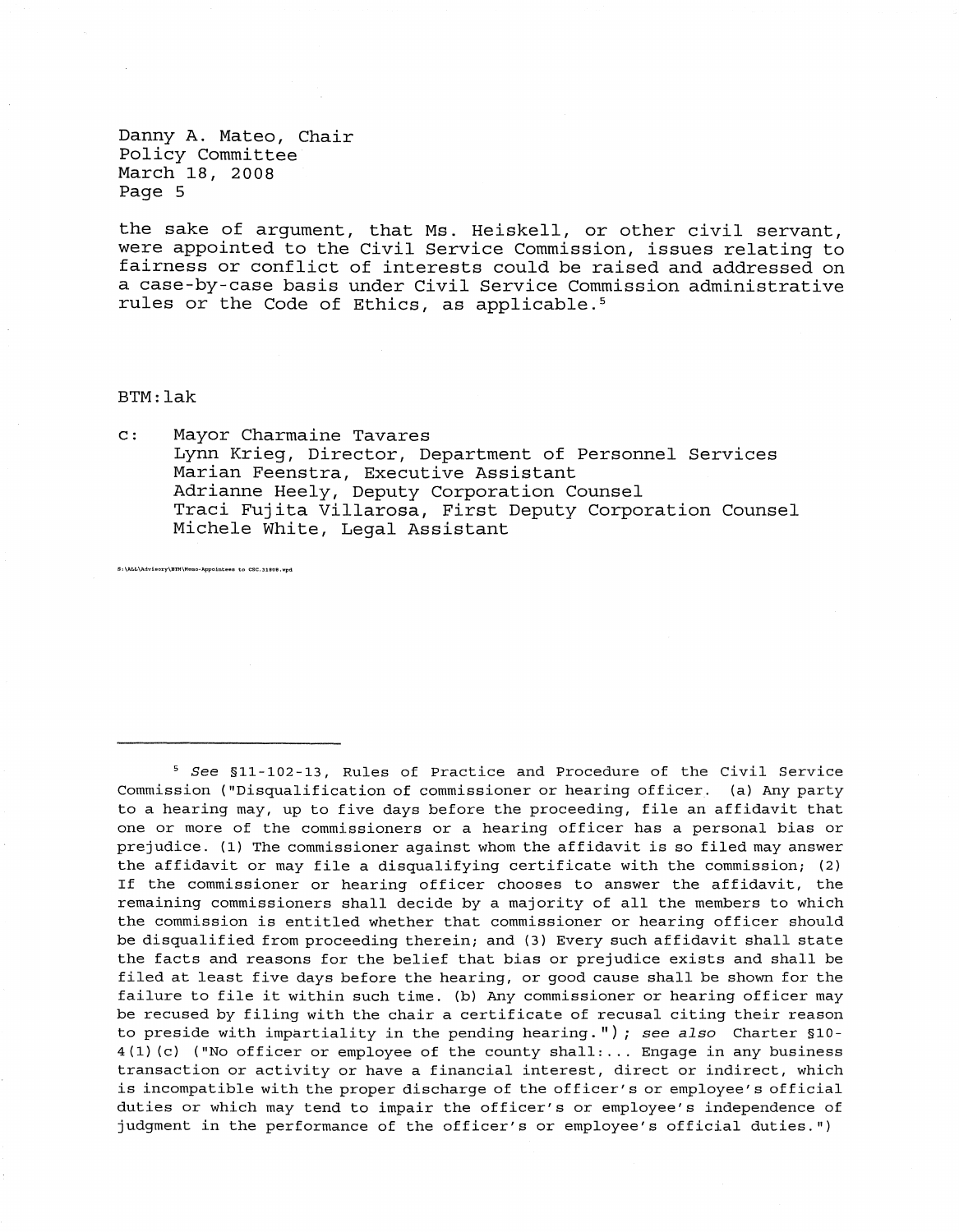the sake of argument, that Ms. Heiskell, or other civil servant, were appointed to the Civil Service Commission, issues relating to fairness or conflict of interests could be raised and addressed on a case-by-case basis under Civil Service Commission administrative rules or the Code of Ethics, as applicable.[5]

BTM:lak

c: Mayor Charmaine Tavares
Lynn Krieg, Director, Department of Personnel Services
Marian Feenstra, Executive Assistant
Adrianne Heely, Deputy Corporation Counsel
Traci Fujita Villarosa, First Deputy Corporation Counsel
Michele White, Legal Assistant

S:\ALL\Advisory\BTM\Memo-Appointees to CSC.31808.wpd

---

[5] *See* §11-102-13, Rules of Practice and Procedure of the Civil Service Commission ("Disqualification of commissioner or hearing officer. (a) Any party to a hearing may, up to five days before the proceeding, file an affidavit that one or more of the commissioners or a hearing officer has a personal bias or prejudice. (1) The commissioner against whom the affidavit is so filed may answer the affidavit or may file a disqualifying certificate with the commission; (2) If the commissioner or hearing officer chooses to answer the affidavit, the remaining commissioners shall decide by a majority of all the members to which the commission is entitled whether that commissioner or hearing officer should be disqualified from proceeding therein; and (3) Every such affidavit shall state the facts and reasons for the belief that bias or prejudice exists and shall be filed at least five days before the hearing, or good cause shall be shown for the failure to file it within such time. (b) Any commissioner or hearing officer may be recused by filing with the chair a certificate of recusal citing their reason to preside with impartiality in the pending hearing."); *see also* Charter §10-4(1)(c) ("No officer or employee of the county shall:... Engage in any business transaction or activity or have a financial interest, direct or indirect, which is incompatible with the proper discharge of the officer's or employee's official duties or which may tend to impair the officer's or employee's independence of judgment in the performance of the officer's or employee's official duties.")